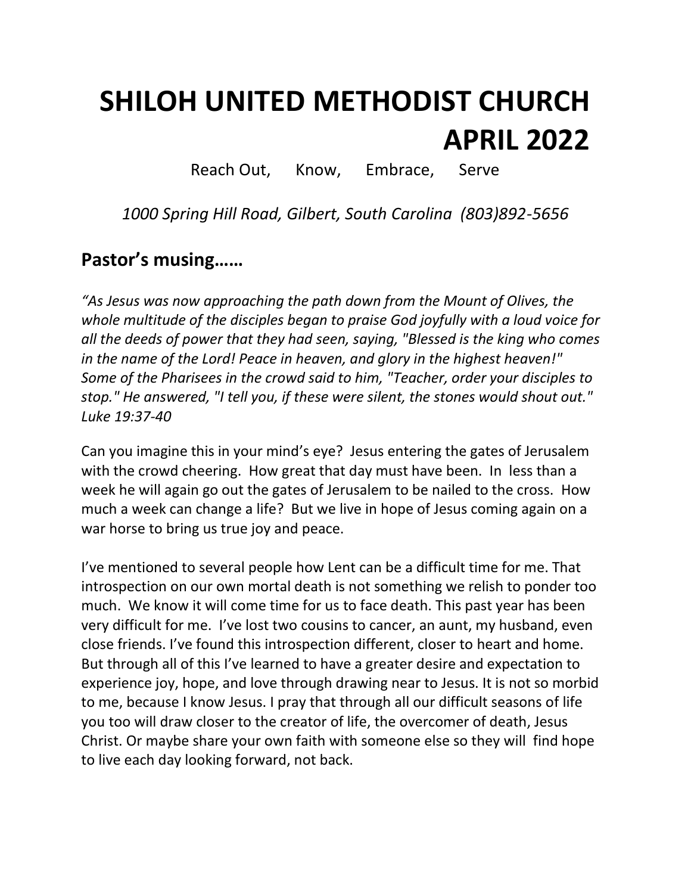# SHILOH UNITED METHODIST CHURCH APRIL 2022

Reach Out, Know, Embrace, Serve

*1000 Spring Hill Road, Gilbert, South Carolina (803)892-5656*

## Pastor's musing……

*"As Jesus was now approaching the path down from the Mount of Olives, the whole multitude of the disciples began to praise God joyfully with a loud voice for all the deeds of power that they had seen, saying, "Blessed is the king who comes in the name of the Lord! Peace in heaven, and glory in the highest heaven!" Some of the Pharisees in the crowd said to him, "Teacher, order your disciples to stop." He answered, "I tell you, if these were silent, the stones would shout out." Luke 19:37-40*

Can you imagine this in your mind's eye? Jesus entering the gates of Jerusalem with the crowd cheering. How great that day must have been. In less than a week he will again go out the gates of Jerusalem to be nailed to the cross. How much a week can change a life? But we live in hope of Jesus coming again on a war horse to bring us true joy and peace.

I've mentioned to several people how Lent can be a difficult time for me. That introspection on our own mortal death is not something we relish to ponder too much. We know it will come time for us to face death. This past year has been very difficult for me. I've lost two cousins to cancer, an aunt, my husband, even close friends. I've found this introspection different, closer to heart and home. But through all of this I've learned to have a greater desire and expectation to experience joy, hope, and love through drawing near to Jesus. It is not so morbid to me, because I know Jesus. I pray that through all our difficult seasons of life you too will draw closer to the creator of life, the overcomer of death, Jesus Christ. Or maybe share your own faith with someone else so they will find hope to live each day looking forward, not back.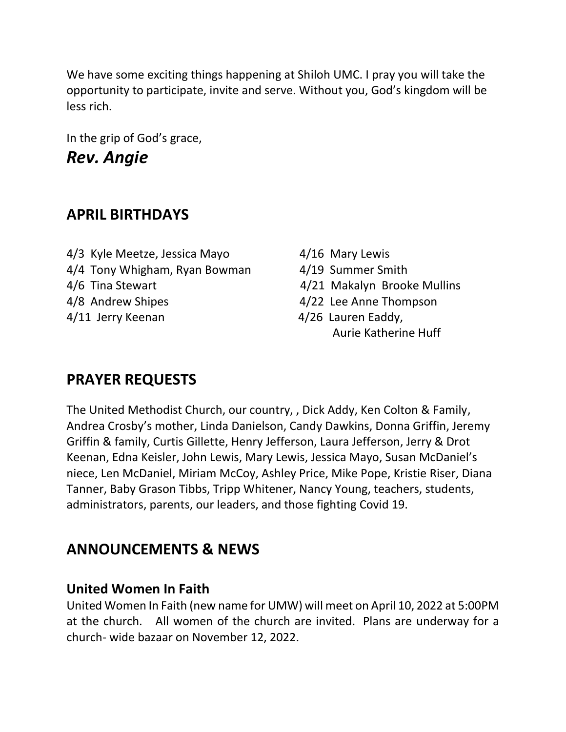We have some exciting things happening at Shiloh UMC. I pray you will take the opportunity to participate, invite and serve. Without you, God's kingdom will be less rich.

In the grip of God's grace,

***Rev. Angie***

## APRIL BIRTHDAYS

4/3 Kyle Meetze, Jessica Mayo
4/4 Tony Whigham, Ryan Bowman
4/6 Tina Stewart
4/8 Andrew Shipes
4/11 Jerry Keenan
4/16 Mary Lewis
4/19 Summer Smith
4/21 Makalyn Brooke Mullins
4/22 Lee Anne Thompson
4/26 Lauren Eaddy, Aurie Katherine Huff

## PRAYER REQUESTS

The United Methodist Church, our country, , Dick Addy, Ken Colton & Family, Andrea Crosby's mother, Linda Danielson, Candy Dawkins, Donna Griffin, Jeremy Griffin & family, Curtis Gillette, Henry Jefferson, Laura Jefferson, Jerry & Drot Keenan, Edna Keisler, John Lewis, Mary Lewis, Jessica Mayo, Susan McDaniel's niece, Len McDaniel, Miriam McCoy, Ashley Price, Mike Pope, Kristie Riser, Diana Tanner, Baby Grason Tibbs, Tripp Whitener, Nancy Young, teachers, students, administrators, parents, our leaders, and those fighting Covid 19.

## ANNOUNCEMENTS & NEWS

### United Women In Faith

United Women In Faith (new name for UMW) will meet on April 10, 2022 at 5:00PM at the church. All women of the church are invited. Plans are underway for a church- wide bazaar on November 12, 2022.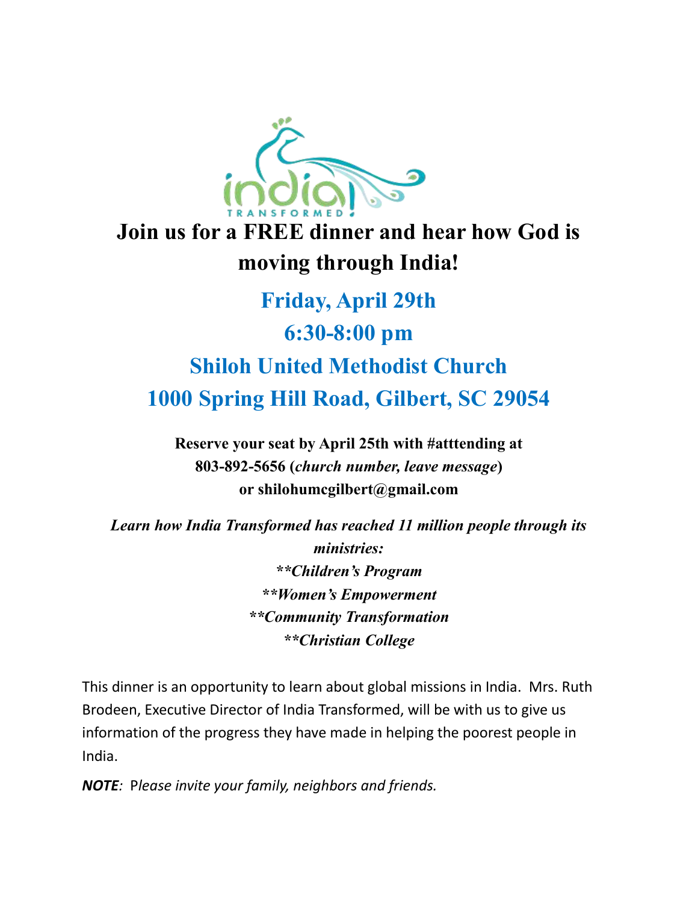**Join us for a FREE dinner and hear how God is moving through India!**

**Friday, April 29th**

**6:30-8:00 pm**

**Shiloh United Methodist Church**

**1000 Spring Hill Road, Gilbert, SC 29054**

**Reserve your seat by April 25th with #atttending at 803-892-5656 (*church number, leave message*) or shilohumcgilbert@gmail.com**

***Learn how India Transformed has reached 11 million people through its ministries:***

***\*\*Children's Program***

***\*\*Women's Empowerment***

***\*\*Community Transformation***

***\*\*Christian College***

This dinner is an opportunity to learn about global missions in India. Mrs. Ruth Brodeen, Executive Director of India Transformed, will be with us to give us information of the progress they have made in helping the poorest people in India.

***NOTE****: Please invite your family, neighbors and friends.*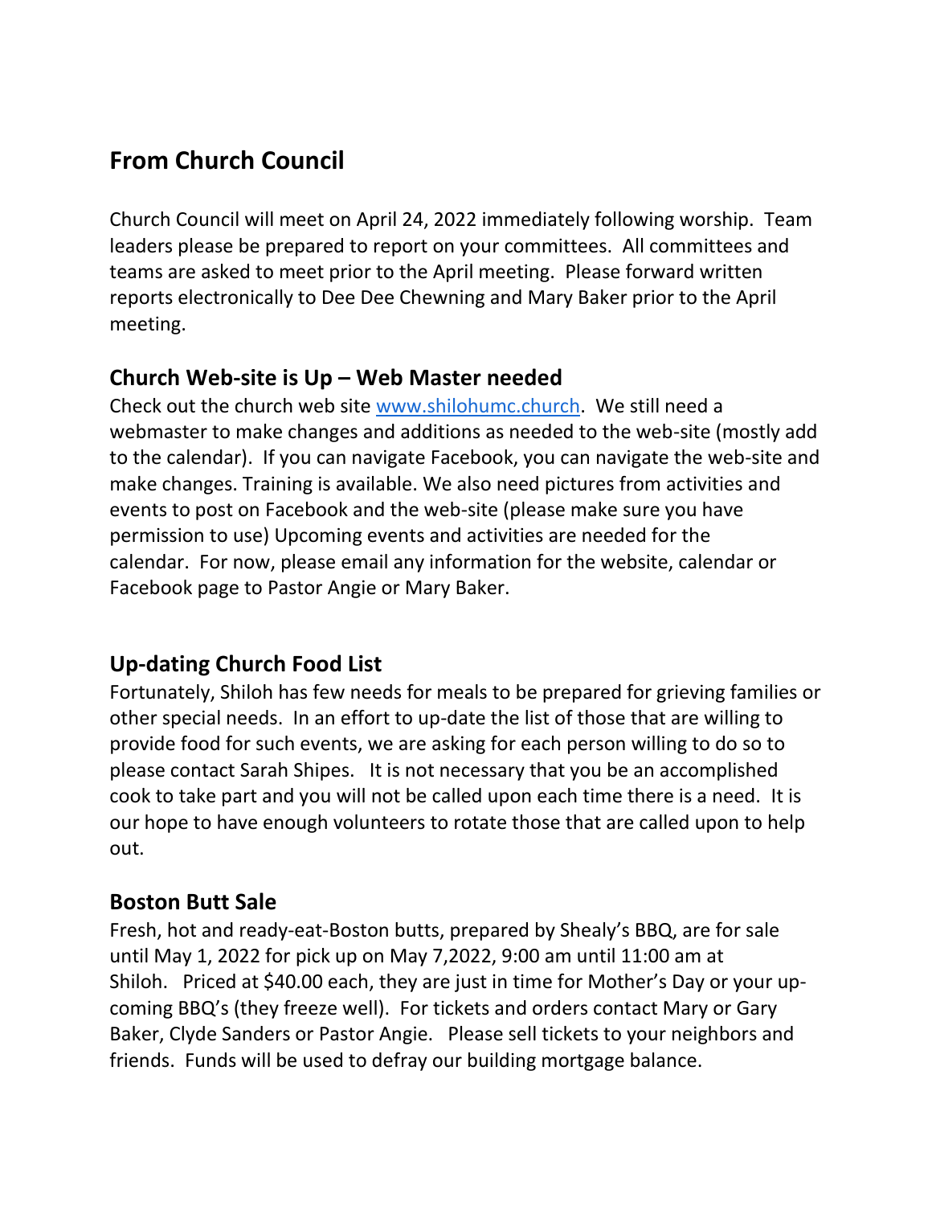## From Church Council

Church Council will meet on April 24, 2022 immediately following worship. Team leaders please be prepared to report on your committees. All committees and teams are asked to meet prior to the April meeting. Please forward written reports electronically to Dee Dee Chewning and Mary Baker prior to the April meeting.

### Church Web-site is Up – Web Master needed

Check out the church web site [www.shilohumc.church](http://www.shilohumc.church). We still need a webmaster to make changes and additions as needed to the web-site (mostly add to the calendar). If you can navigate Facebook, you can navigate the web-site and make changes. Training is available. We also need pictures from activities and events to post on Facebook and the web-site (please make sure you have permission to use) Upcoming events and activities are needed for the calendar. For now, please email any information for the website, calendar or Facebook page to Pastor Angie or Mary Baker.

### Up-dating Church Food List

Fortunately, Shiloh has few needs for meals to be prepared for grieving families or other special needs. In an effort to up-date the list of those that are willing to provide food for such events, we are asking for each person willing to do so to please contact Sarah Shipes. It is not necessary that you be an accomplished cook to take part and you will not be called upon each time there is a need. It is our hope to have enough volunteers to rotate those that are called upon to help out.

### Boston Butt Sale

Fresh, hot and ready-eat-Boston butts, prepared by Shealy's BBQ, are for sale until May 1, 2022 for pick up on May 7,2022, 9:00 am until 11:00 am at Shiloh. Priced at $40.00 each, they are just in time for Mother's Day or your up-coming BBQ's (they freeze well). For tickets and orders contact Mary or Gary Baker, Clyde Sanders or Pastor Angie. Please sell tickets to your neighbors and friends. Funds will be used to defray our building mortgage balance.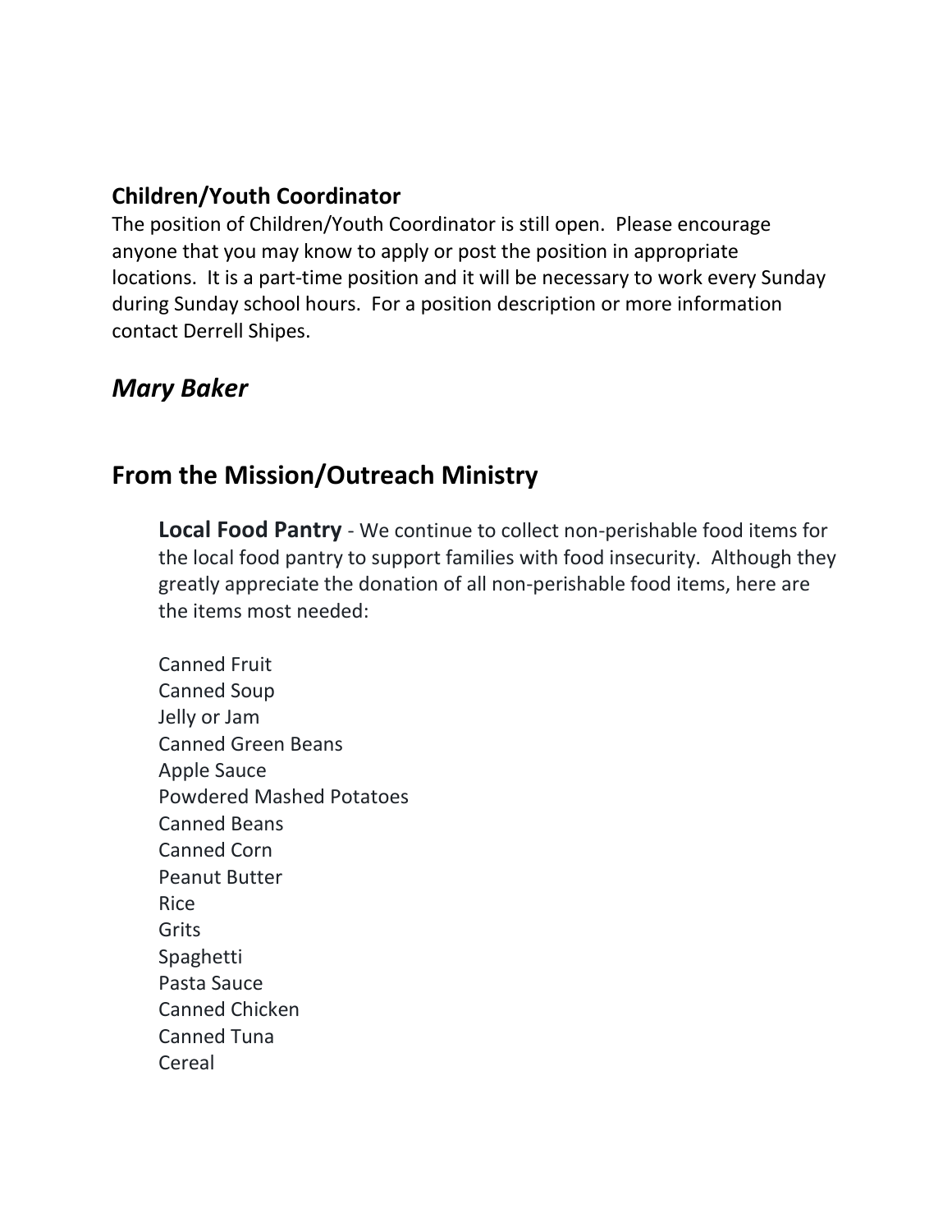### Children/Youth Coordinator

The position of Children/Youth Coordinator is still open. Please encourage anyone that you may know to apply or post the position in appropriate locations. It is a part-time position and it will be necessary to work every Sunday during Sunday school hours. For a position description or more information contact Derrell Shipes.

## *Mary Baker*

## From the Mission/Outreach Ministry

**Local Food Pantry** - We continue to collect non-perishable food items for the local food pantry to support families with food insecurity. Although they greatly appreciate the donation of all non-perishable food items, here are the items most needed:

Canned Fruit
Canned Soup
Jelly or Jam
Canned Green Beans
Apple Sauce
Powdered Mashed Potatoes
Canned Beans
Canned Corn
Peanut Butter
Rice
Grits
Spaghetti
Pasta Sauce
Canned Chicken
Canned Tuna
Cereal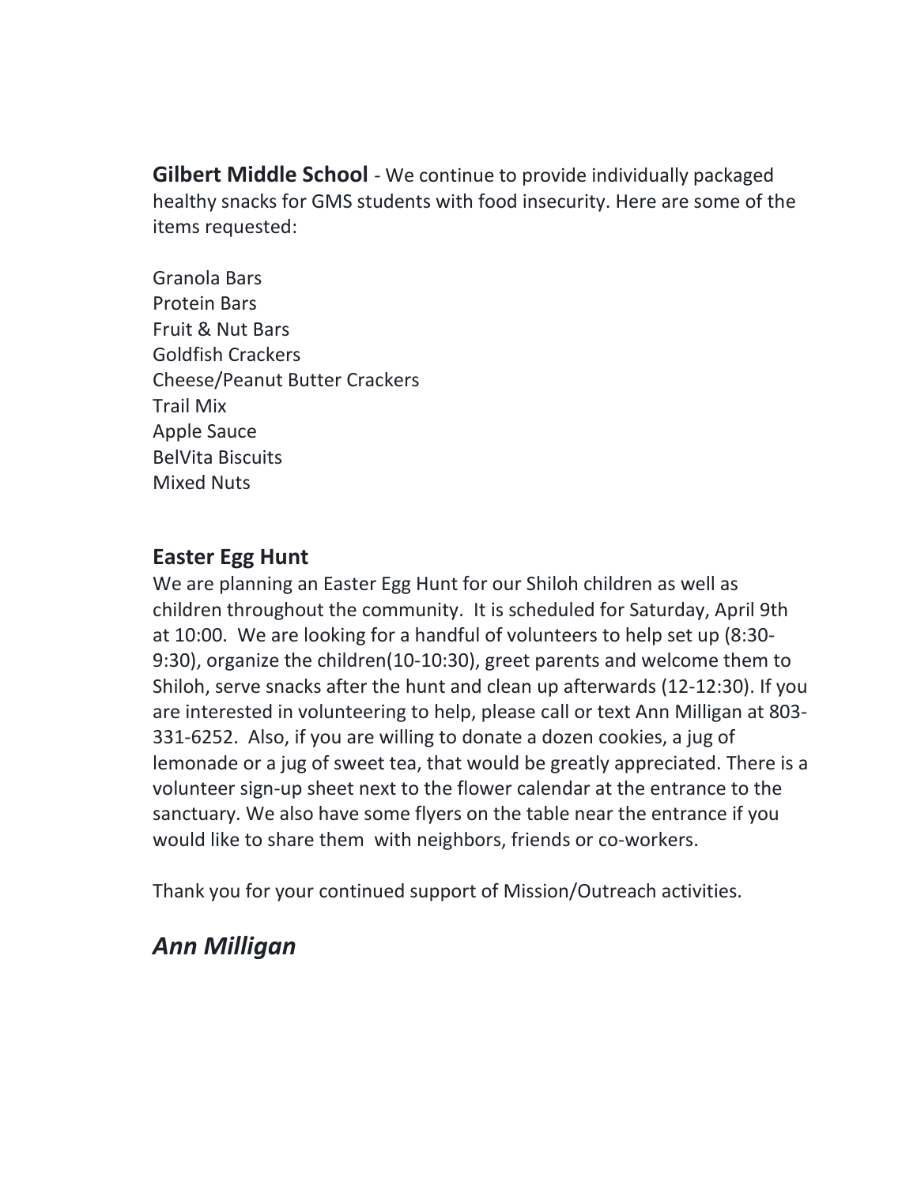**Gilbert Middle School** - We continue to provide individually packaged healthy snacks for GMS students with food insecurity. Here are some of the items requested:

Granola Bars
Protein Bars
Fruit & Nut Bars
Goldfish Crackers
Cheese/Peanut Butter Crackers
Trail Mix
Apple Sauce
BelVita Biscuits
Mixed Nuts

## Easter Egg Hunt

We are planning an Easter Egg Hunt for our Shiloh children as well as children throughout the community. It is scheduled for Saturday, April 9th at 10:00. We are looking for a handful of volunteers to help set up (8:30-9:30), organize the children(10-10:30), greet parents and welcome them to Shiloh, serve snacks after the hunt and clean up afterwards (12-12:30). If you are interested in volunteering to help, please call or text Ann Milligan at 803-331-6252. Also, if you are willing to donate a dozen cookies, a jug of lemonade or a jug of sweet tea, that would be greatly appreciated. There is a volunteer sign-up sheet next to the flower calendar at the entrance to the sanctuary. We also have some flyers on the table near the entrance if you would like to share them with neighbors, friends or co-workers.

Thank you for your continued support of Mission/Outreach activities.

## *Ann Milligan*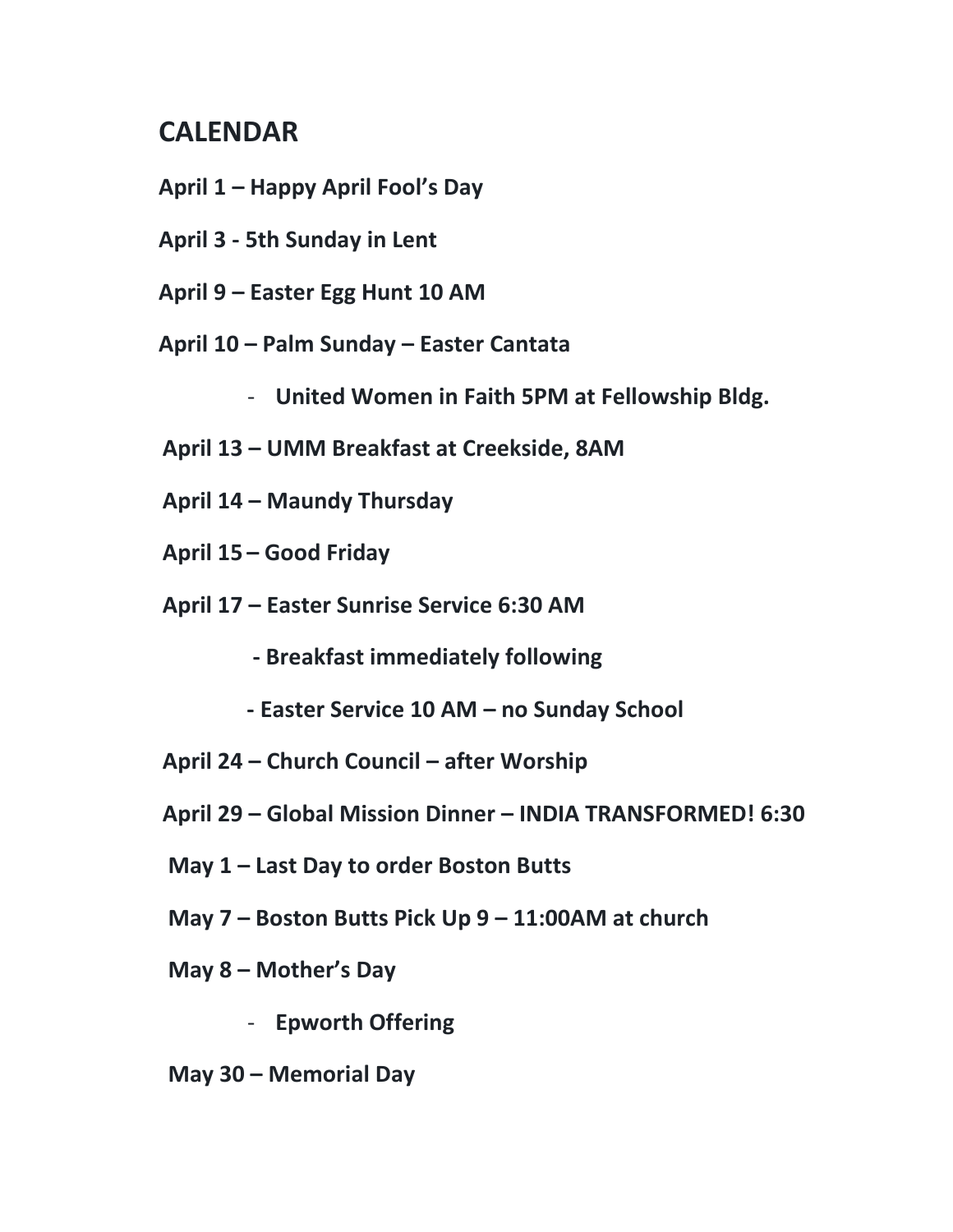## CALENDAR

**April 1 – Happy April Fool's Day**

**April 3 - 5th Sunday in Lent**

**April 9 – Easter Egg Hunt 10 AM**

**April 10 – Palm Sunday – Easter Cantata**

- **United Women in Faith 5PM at Fellowship Bldg.**

**April 13 – UMM Breakfast at Creekside, 8AM**

**April 14 – Maundy Thursday**

**April 15 – Good Friday**

**April 17 – Easter Sunrise Service 6:30 AM**

- **Breakfast immediately following**
- **Easter Service 10 AM – no Sunday School**

**April 24 – Church Council – after Worship**

**April 29 – Global Mission Dinner – INDIA TRANSFORMED! 6:30**

**May 1 – Last Day to order Boston Butts**

**May 7 – Boston Butts Pick Up 9 – 11:00AM at church**

**May 8 – Mother's Day**

- **Epworth Offering**

**May 30 – Memorial Day**